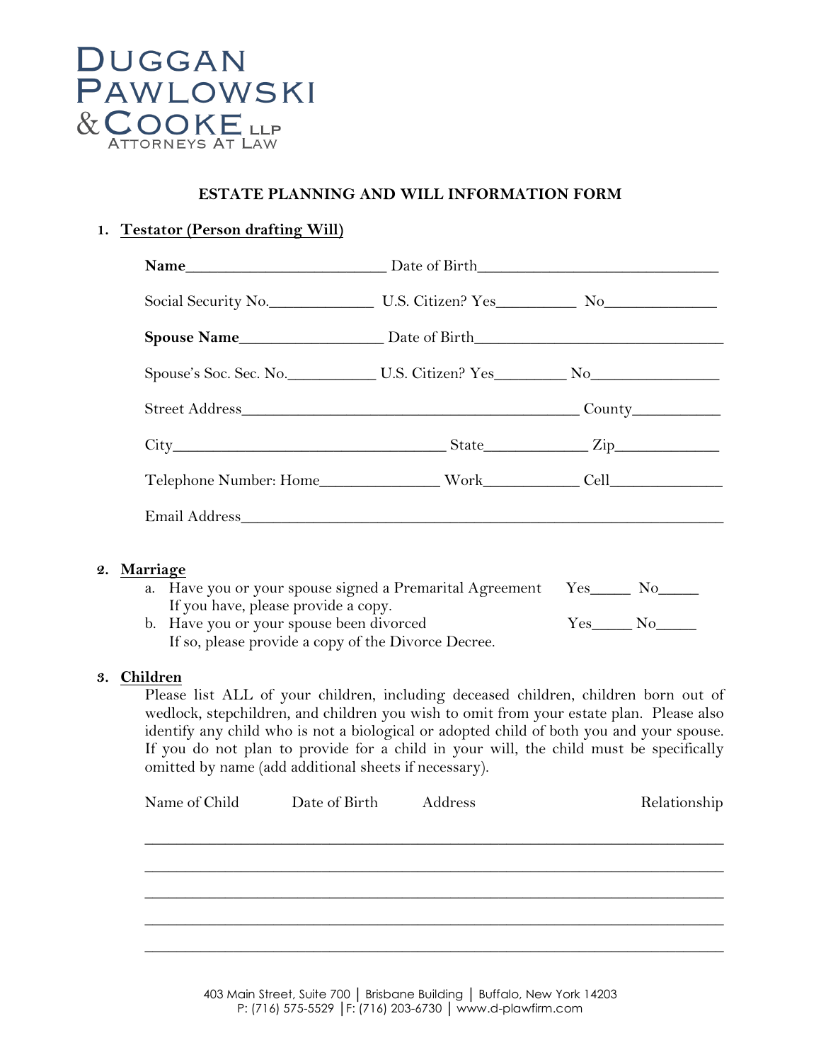DUGGAN
PAWLOWSKI
& COOKE LLP
ATTORNEYS AT LAW

## ESTATE PLANNING AND WILL INFORMATION FORM

### 1. Testator (Person drafting Will)

**Name**_________________________ Date of Birth______________________________

Social Security No._____________ U.S. Citizen? Yes__________ No______________

**Spouse Name**_________________ Date of Birth_______________________________

Spouse's Soc. Sec. No.___________ U.S. Citizen? Yes_________ No________________

Street Address___________________________________________ County___________

City___________________________________ State_____________ Zip_____________

Telephone Number: Home_______________ Work____________ Cell______________

Email Address_____________________________________________________________

### 2. Marriage

a. Have you or your spouse signed a Premarital Agreement Yes_____ No_____
   If you have, please provide a copy.

b. Have you or your spouse been divorced Yes_____ No_____
   If so, please provide a copy of the Divorce Decree.

### 3. Children

Please list ALL of your children, including deceased children, children born out of wedlock, stepchildren, and children you wish to omit from your estate plan. Please also identify any child who is not a biological or adopted child of both you and your spouse. If you do not plan to provide for a child in your will, the child must be specifically omitted by name (add additional sheets if necessary).

| Name of Child | Date of Birth | Address | Relationship |
|---|---|---|---|
| | | | |
| | | | |
| | | | |
| | | | |
| | | | |

403 Main Street, Suite 700 | Brisbane Building | Buffalo, New York 14203
P: (716) 575-5529 | F: (716) 203-6730 | www.d-plawfirm.com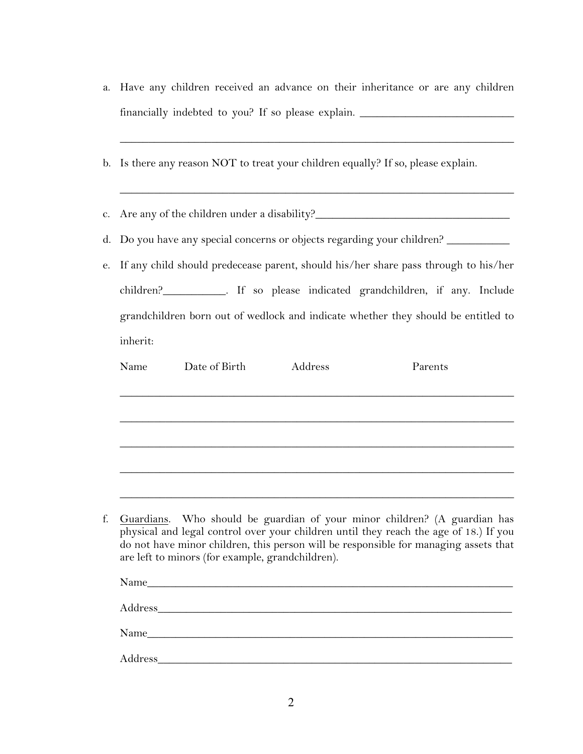a. Have any children received an advance on their inheritance or are any children financially indebted to you? If so please explain. ___________________________

_____________________________________________________________________

b. Is there any reason NOT to treat your children equally? If so, please explain.

_____________________________________________________________________

c. Are any of the children under a disability?___________________________________

d. Do you have any special concerns or objects regarding your children? ___________

e. If any child should predecease parent, should his/her share pass through to his/her children?___________. If so please indicated grandchildren, if any. Include grandchildren born out of wedlock and indicate whether they should be entitled to inherit:

| Name | Date of Birth | Address | Parents |
|---|---|---|---|
| | | | |
| | | | |
| | | | |
| | | | |
| | | | |

f. Guardians. Who should be guardian of your minor children? (A guardian has physical and legal control over your children until they reach the age of 18.) If you do not have minor children, this person will be responsible for managing assets that are left to minors (for example, grandchildren).

Name_________________________________________________________________

Address_______________________________________________________________

Name_________________________________________________________________

Address_______________________________________________________________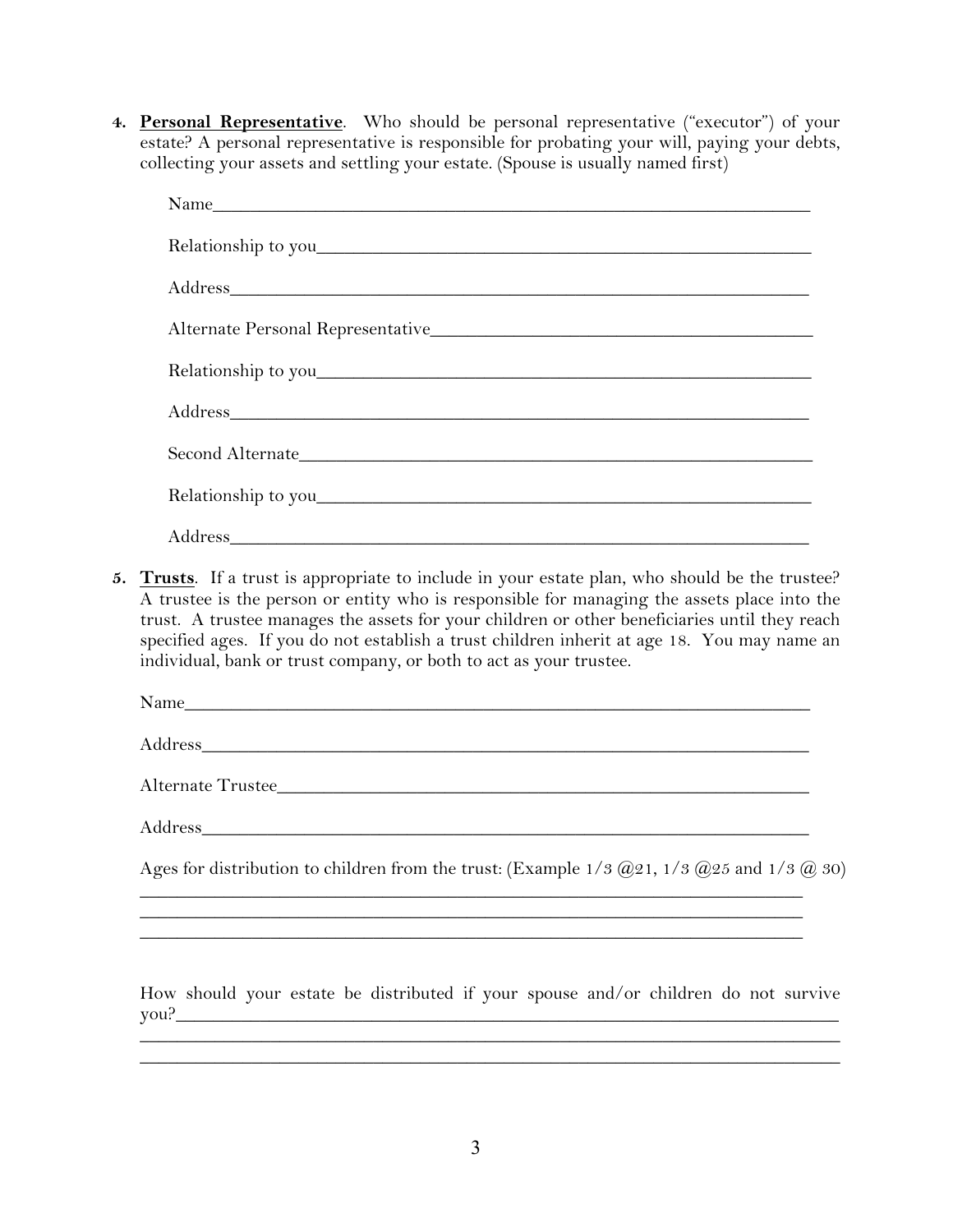4. **<u>Personal Representative</u>**. Who should be personal representative ("executor") of your estate? A personal representative is responsible for probating your will, paying your debts, collecting your assets and settling your estate. (Spouse is usually named first)

Name_______________________________________________________________

Relationship to you__________________________________________________

Address_____________________________________________________________

Alternate Personal Representative______________________________________

Relationship to you__________________________________________________

Address_____________________________________________________________

Second Alternate____________________________________________________

Relationship to you__________________________________________________

Address_____________________________________________________________

5. **<u>Trusts</u>**. If a trust is appropriate to include in your estate plan, who should be the trustee? A trustee is the person or entity who is responsible for managing the assets place into the trust. A trustee manages the assets for your children or other beneficiaries until they reach specified ages. If you do not establish a trust children inherit at age 18. You may name an individual, bank or trust company, or both to act as your trustee.

Name_______________________________________________________________

Address_____________________________________________________________

Alternate Trustee____________________________________________________

Address_____________________________________________________________

Ages for distribution to children from the trust: (Example 1/3 @21, 1/3 @25 and 1/3 @ 30)

___________________________________________________________________

___________________________________________________________________

___________________________________________________________________

How should your estate be distributed if your spouse and/or children do not survive you?__________________________________________________________________

___________________________________________________________________

___________________________________________________________________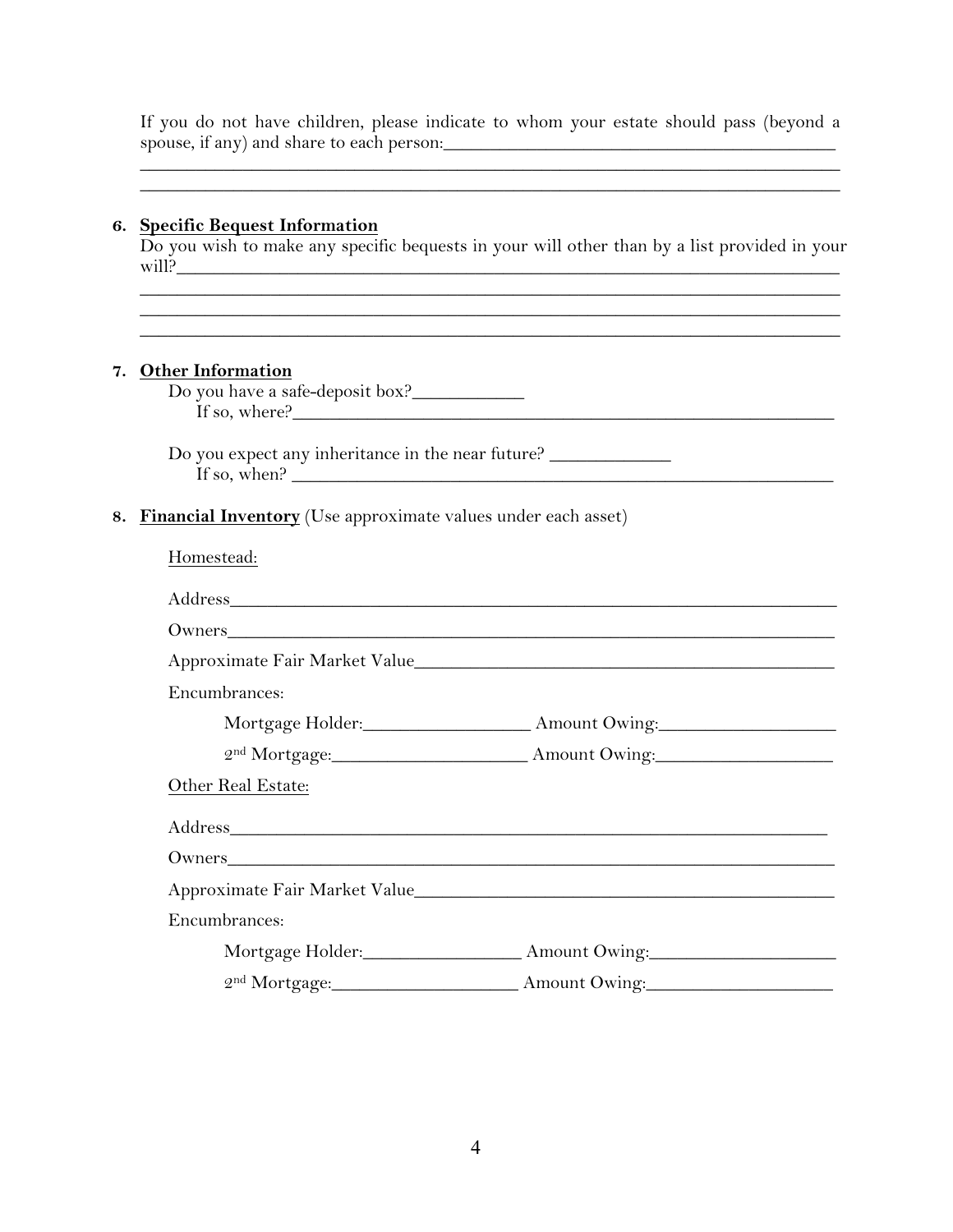If you do not have children, please indicate to whom your estate should pass (beyond a spouse, if any) and share to each person:_______________________________________
_______________________________________________________________________
_______________________________________________________________________

6. **Specific Bequest Information**

Do you wish to make any specific bequests in your will other than by a list provided in your will?____________________________________________________________________
_______________________________________________________________________
_______________________________________________________________________
_______________________________________________________________________

7. **Other Information**

Do you have a safe-deposit box?___________
If so, where?_______________________________________________________

Do you expect any inheritance in the near future? ____________
If so, when? _______________________________________________________

8. **Financial Inventory** (Use approximate values under each asset)

Homestead:

Address______________________________________________________________

Owners______________________________________________________________

Approximate Fair Market Value__________________________________________

Encumbrances:

Mortgage Holder:________________ Amount Owing:_________________

2nd Mortgage:__________________ Amount Owing:_________________

Other Real Estate:

Address______________________________________________________________

Owners______________________________________________________________

Approximate Fair Market Value__________________________________________

Encumbrances:

Mortgage Holder:________________ Amount Owing:_________________

2nd Mortgage:__________________ Amount Owing:_________________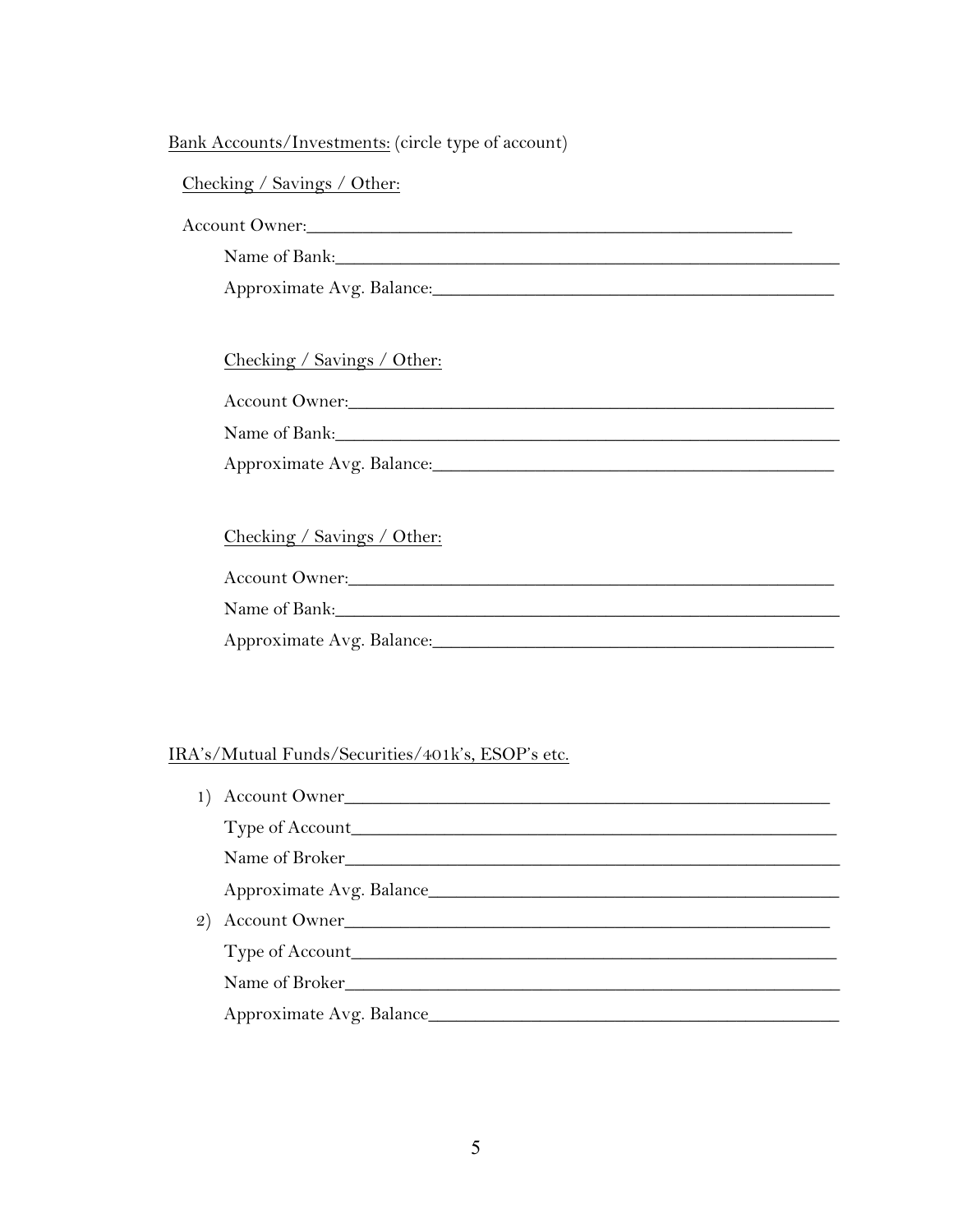Bank Accounts/Investments: (circle type of account)

Checking / Savings / Other:

Account Owner:______________________________________________________

Name of Bank:______________________________________________________

Approximate Avg. Balance:__________________________________________

Checking / Savings / Other:

Account Owner:______________________________________________________

Name of Bank:______________________________________________________

Approximate Avg. Balance:__________________________________________

Checking / Savings / Other:

Account Owner:______________________________________________________

Name of Bank:______________________________________________________

Approximate Avg. Balance:__________________________________________

IRA's/Mutual Funds/Securities/401k's, ESOP's etc.

1) Account Owner______________________________________________________
   Type of Account______________________________________________________
   Name of Broker______________________________________________________
   Approximate Avg. Balance__________________________________________
2) Account Owner______________________________________________________
   Type of Account______________________________________________________
   Name of Broker______________________________________________________
   Approximate Avg. Balance__________________________________________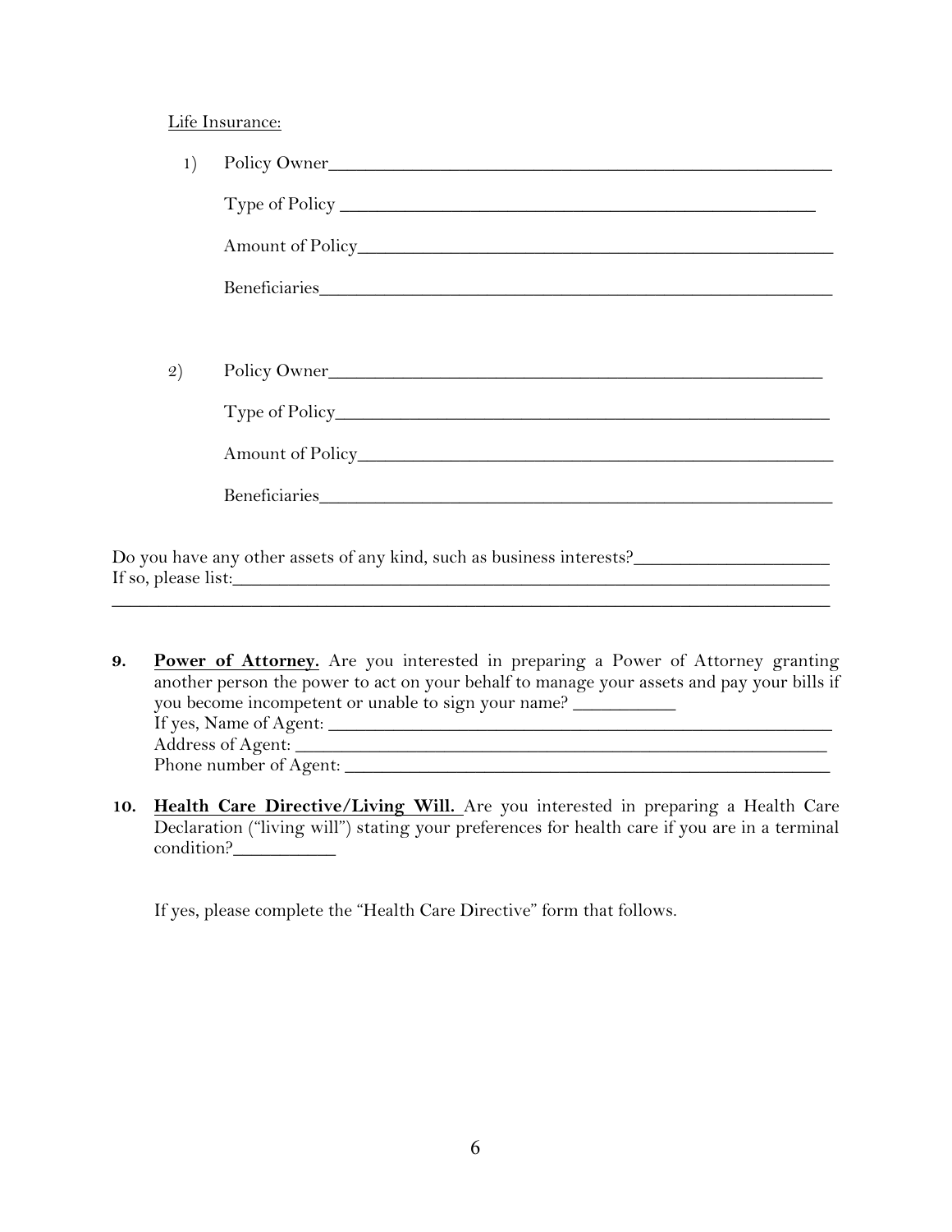Life Insurance:

1) Policy Owner_______________________________________________

   Type of Policy _____________________________________________

   Amount of Policy____________________________________________

   Beneficiaries_______________________________________________

2) Policy Owner______________________________________________

   Type of Policy______________________________________________

   Amount of Policy____________________________________________

   Beneficiaries_______________________________________________

Do you have any other assets of any kind, such as business interests?_____________________
If so, please list:_____________________________________________________________
_______________________________________________________________________

**9.** **Power of Attorney.** Are you interested in preparing a Power of Attorney granting another person the power to act on your behalf to manage your assets and pay your bills if you become incompetent or unable to sign your name? __________
If yes, Name of Agent: ___________________________________________________
Address of Agent: _______________________________________________________
Phone number of Agent: __________________________________________________

**10.** **Health Care Directive/Living Will.** Are you interested in preparing a Health Care Declaration ("living will") stating your preferences for health care if you are in a terminal condition?__________

If yes, please complete the "Health Care Directive" form that follows.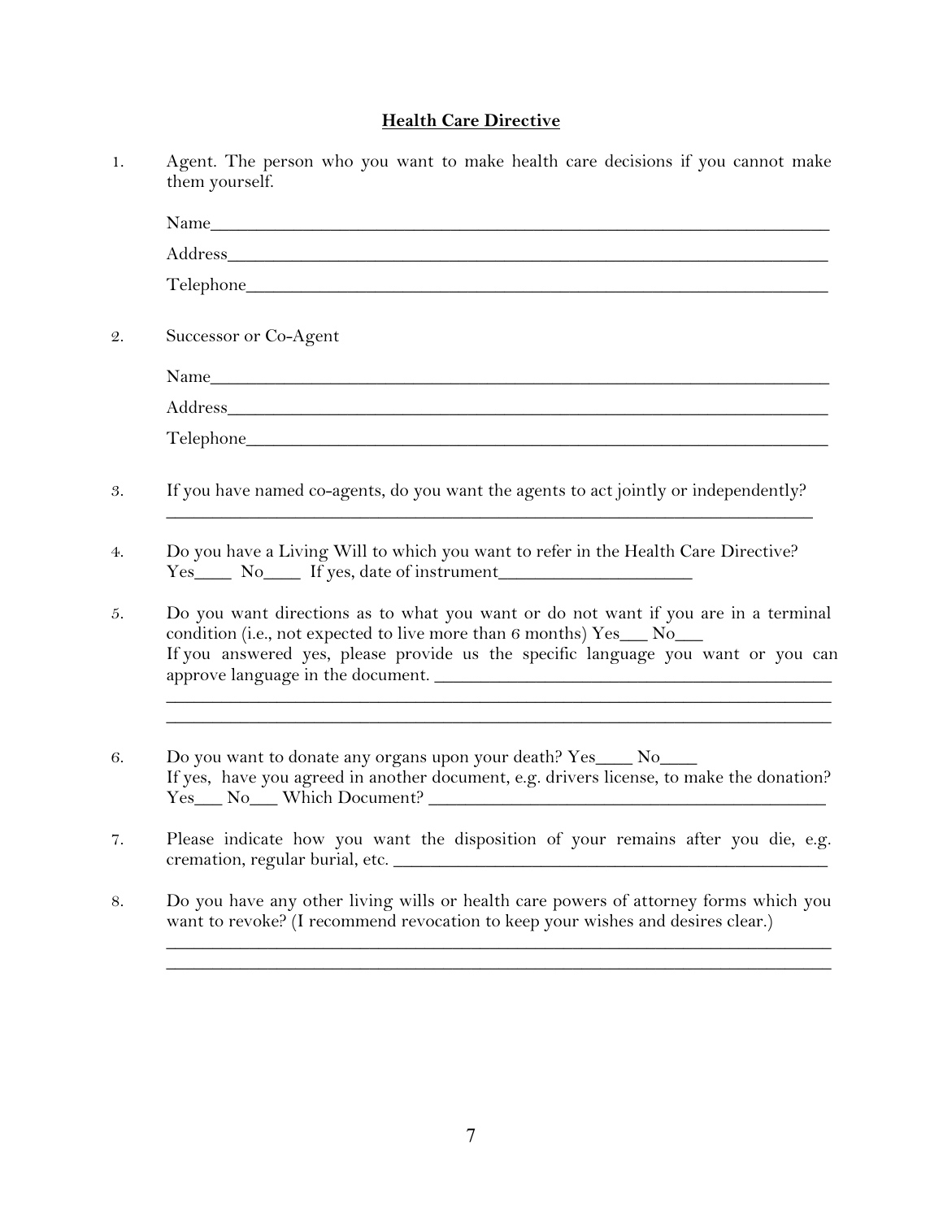**Health Care Directive**

1. Agent. The person who you want to make health care decisions if you cannot make them yourself.

   Name_______________________________________________________________

   Address_____________________________________________________________

   Telephone___________________________________________________________

2. Successor or Co-Agent

   Name_______________________________________________________________

   Address_____________________________________________________________

   Telephone___________________________________________________________

3. If you have named co-agents, do you want the agents to act jointly or independently?
   ____________________________________________________________________

4. Do you have a Living Will to which you want to refer in the Health Care Directive?
   Yes____ No____ If yes, date of instrument____________________

5. Do you want directions as to what you want or do not want if you are in a terminal condition (i.e., not expected to live more than 6 months) Yes___ No___
   If you answered yes, please provide us the specific language you want or you can approve language in the document. ___________________________________________
   ____________________________________________________________________
   ____________________________________________________________________

6. Do you want to donate any organs upon your death? Yes____ No____
   If yes, have you agreed in another document, e.g. drivers license, to make the donation? Yes___ No___ Which Document? ___________________________________________

7. Please indicate how you want the disposition of your remains after you die, e.g. cremation, regular burial, etc. _____________________________________________

8. Do you have any other living wills or health care powers of attorney forms which you want to revoke? (I recommend revocation to keep your wishes and desires clear.)
   ____________________________________________________________________
   ____________________________________________________________________